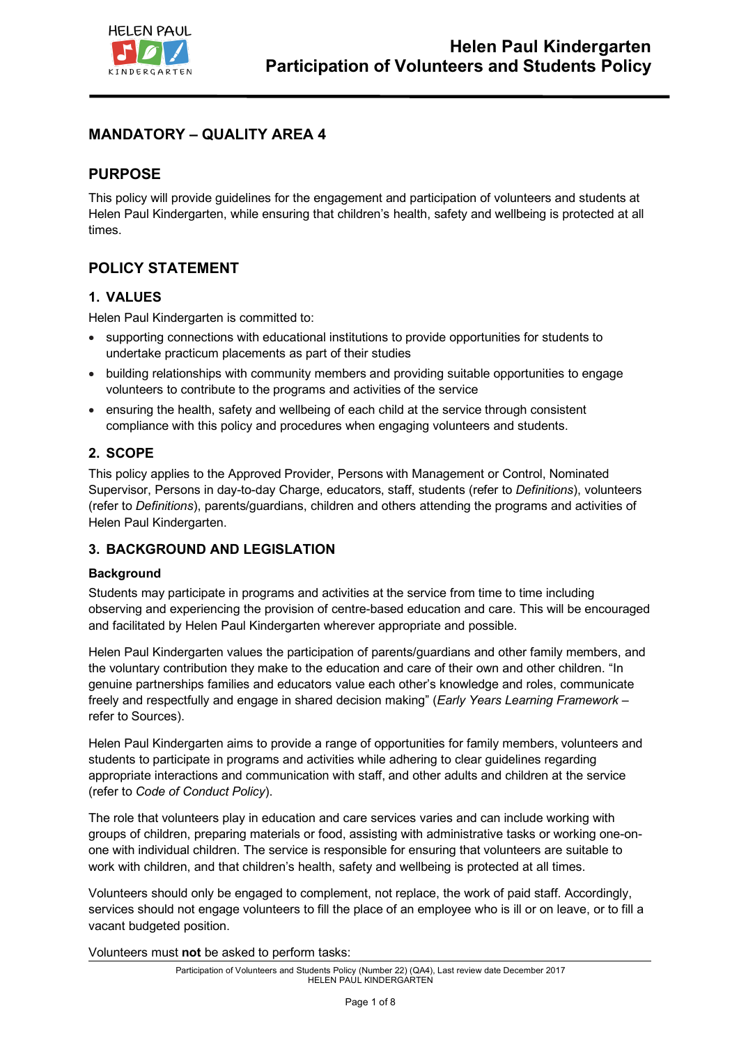# Helen Paul Kindergarten
# Participation of Volunteers and Students Policy

## MANDATORY – QUALITY AREA 4

## PURPOSE

This policy will provide guidelines for the engagement and participation of volunteers and students at Helen Paul Kindergarten, while ensuring that children's health, safety and wellbeing is protected at all times.

## POLICY STATEMENT

### 1. VALUES

Helen Paul Kindergarten is committed to:

- supporting connections with educational institutions to provide opportunities for students to undertake practicum placements as part of their studies
- building relationships with community members and providing suitable opportunities to engage volunteers to contribute to the programs and activities of the service
- ensuring the health, safety and wellbeing of each child at the service through consistent compliance with this policy and procedures when engaging volunteers and students.

### 2. SCOPE

This policy applies to the Approved Provider, Persons with Management or Control, Nominated Supervisor, Persons in day-to-day Charge, educators, staff, students (refer to *Definitions*), volunteers (refer to *Definitions*), parents/guardians, children and others attending the programs and activities of Helen Paul Kindergarten.

### 3. BACKGROUND AND LEGISLATION

**Background**

Students may participate in programs and activities at the service from time to time including observing and experiencing the provision of centre-based education and care. This will be encouraged and facilitated by Helen Paul Kindergarten wherever appropriate and possible.

Helen Paul Kindergarten values the participation of parents/guardians and other family members, and the voluntary contribution they make to the education and care of their own and other children. "In genuine partnerships families and educators value each other's knowledge and roles, communicate freely and respectfully and engage in shared decision making" (*Early Years Learning Framework* – refer to Sources).

Helen Paul Kindergarten aims to provide a range of opportunities for family members, volunteers and students to participate in programs and activities while adhering to clear guidelines regarding appropriate interactions and communication with staff, and other adults and children at the service (refer to *Code of Conduct Policy*).

The role that volunteers play in education and care services varies and can include working with groups of children, preparing materials or food, assisting with administrative tasks or working one-on-one with individual children. The service is responsible for ensuring that volunteers are suitable to work with children, and that children's health, safety and wellbeing is protected at all times.

Volunteers should only be engaged to complement, not replace, the work of paid staff. Accordingly, services should not engage volunteers to fill the place of an employee who is ill or on leave, or to fill a vacant budgeted position.

Volunteers must **not** be asked to perform tasks: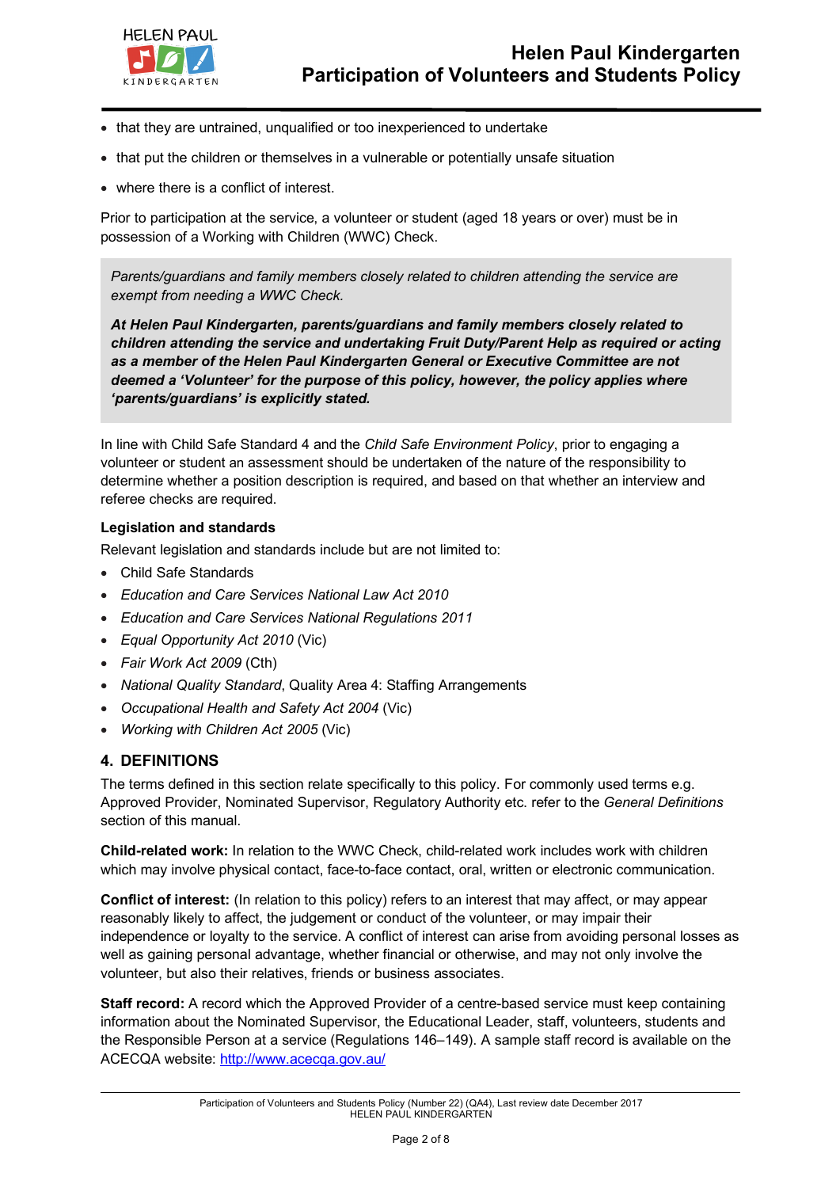- that they are untrained, unqualified or too inexperienced to undertake
- that put the children or themselves in a vulnerable or potentially unsafe situation
- where there is a conflict of interest.

Prior to participation at the service, a volunteer or student (aged 18 years or over) must be in possession of a Working with Children (WWC) Check.

*Parents/guardians and family members closely related to children attending the service are exempt from needing a WWC Check.*

***At Helen Paul Kindergarten, parents/guardians and family members closely related to children attending the service and undertaking Fruit Duty/Parent Help as required or acting as a member of the Helen Paul Kindergarten General or Executive Committee are not deemed a 'Volunteer' for the purpose of this policy, however, the policy applies where 'parents/guardians' is explicitly stated.***

In line with Child Safe Standard 4 and the *Child Safe Environment Policy*, prior to engaging a volunteer or student an assessment should be undertaken of the nature of the responsibility to determine whether a position description is required, and based on that whether an interview and referee checks are required.

**Legislation and standards**

Relevant legislation and standards include but are not limited to:

- Child Safe Standards
- *Education and Care Services National Law Act 2010*
- *Education and Care Services National Regulations 2011*
- *Equal Opportunity Act 2010* (Vic)
- *Fair Work Act 2009* (Cth)
- *National Quality Standard*, Quality Area 4: Staffing Arrangements
- *Occupational Health and Safety Act 2004* (Vic)
- *Working with Children Act 2005* (Vic)

## 4. DEFINITIONS

The terms defined in this section relate specifically to this policy. For commonly used terms e.g. Approved Provider, Nominated Supervisor, Regulatory Authority etc. refer to the *General Definitions* section of this manual.

**Child-related work:** In relation to the WWC Check, child-related work includes work with children which may involve physical contact, face-to-face contact, oral, written or electronic communication.

**Conflict of interest:** (In relation to this policy) refers to an interest that may affect, or may appear reasonably likely to affect, the judgement or conduct of the volunteer, or may impair their independence or loyalty to the service. A conflict of interest can arise from avoiding personal losses as well as gaining personal advantage, whether financial or otherwise, and may not only involve the volunteer, but also their relatives, friends or business associates.

**Staff record:** A record which the Approved Provider of a centre-based service must keep containing information about the Nominated Supervisor, the Educational Leader, staff, volunteers, students and the Responsible Person at a service (Regulations 146–149). A sample staff record is available on the ACECQA website: [http://www.acecqa.gov.au/](http://www.acecqa.gov.au/)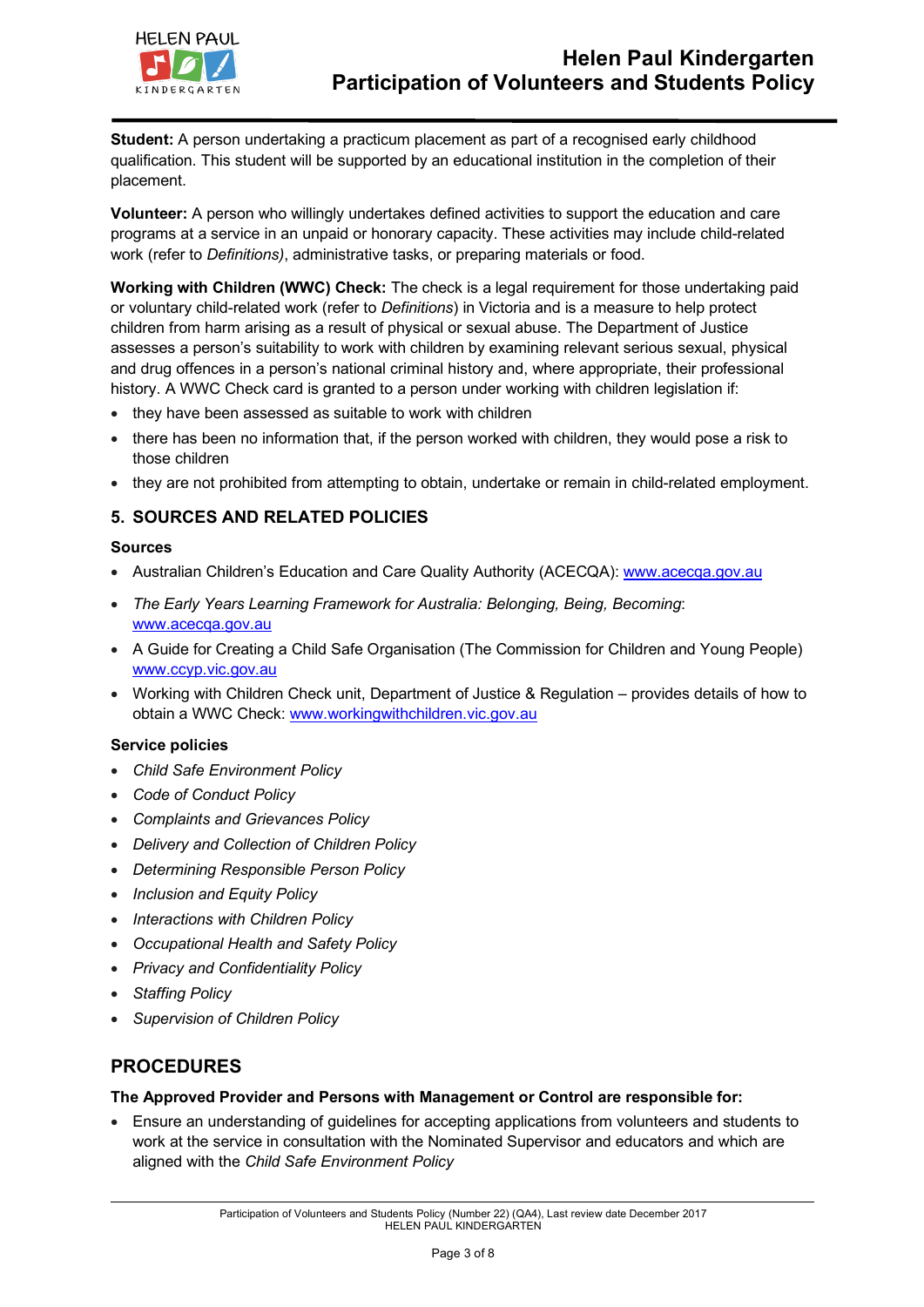**Student:** A person undertaking a practicum placement as part of a recognised early childhood qualification. This student will be supported by an educational institution in the completion of their placement.

**Volunteer:** A person who willingly undertakes defined activities to support the education and care programs at a service in an unpaid or honorary capacity. These activities may include child-related work (refer to *Definitions)*, administrative tasks, or preparing materials or food.

**Working with Children (WWC) Check:** The check is a legal requirement for those undertaking paid or voluntary child-related work (refer to *Definitions*) in Victoria and is a measure to help protect children from harm arising as a result of physical or sexual abuse. The Department of Justice assesses a person's suitability to work with children by examining relevant serious sexual, physical and drug offences in a person's national criminal history and, where appropriate, their professional history. A WWC Check card is granted to a person under working with children legislation if:

- they have been assessed as suitable to work with children
- there has been no information that, if the person worked with children, they would pose a risk to those children
- they are not prohibited from attempting to obtain, undertake or remain in child-related employment.

## 5. SOURCES AND RELATED POLICIES

### Sources

- Australian Children's Education and Care Quality Authority (ACECQA): www.acecqa.gov.au
- *The Early Years Learning Framework for Australia: Belonging, Being, Becoming*: www.acecqa.gov.au
- A Guide for Creating a Child Safe Organisation (The Commission for Children and Young People) www.ccyp.vic.gov.au
- Working with Children Check unit, Department of Justice & Regulation – provides details of how to obtain a WWC Check: www.workingwithchildren.vic.gov.au

### Service policies

- *Child Safe Environment Policy*
- *Code of Conduct Policy*
- *Complaints and Grievances Policy*
- *Delivery and Collection of Children Policy*
- *Determining Responsible Person Policy*
- *Inclusion and Equity Policy*
- *Interactions with Children Policy*
- *Occupational Health and Safety Policy*
- *Privacy and Confidentiality Policy*
- *Staffing Policy*
- *Supervision of Children Policy*

## PROCEDURES

**The Approved Provider and Persons with Management or Control are responsible for:**

- Ensure an understanding of guidelines for accepting applications from volunteers and students to work at the service in consultation with the Nominated Supervisor and educators and which are aligned with the *Child Safe Environment Policy*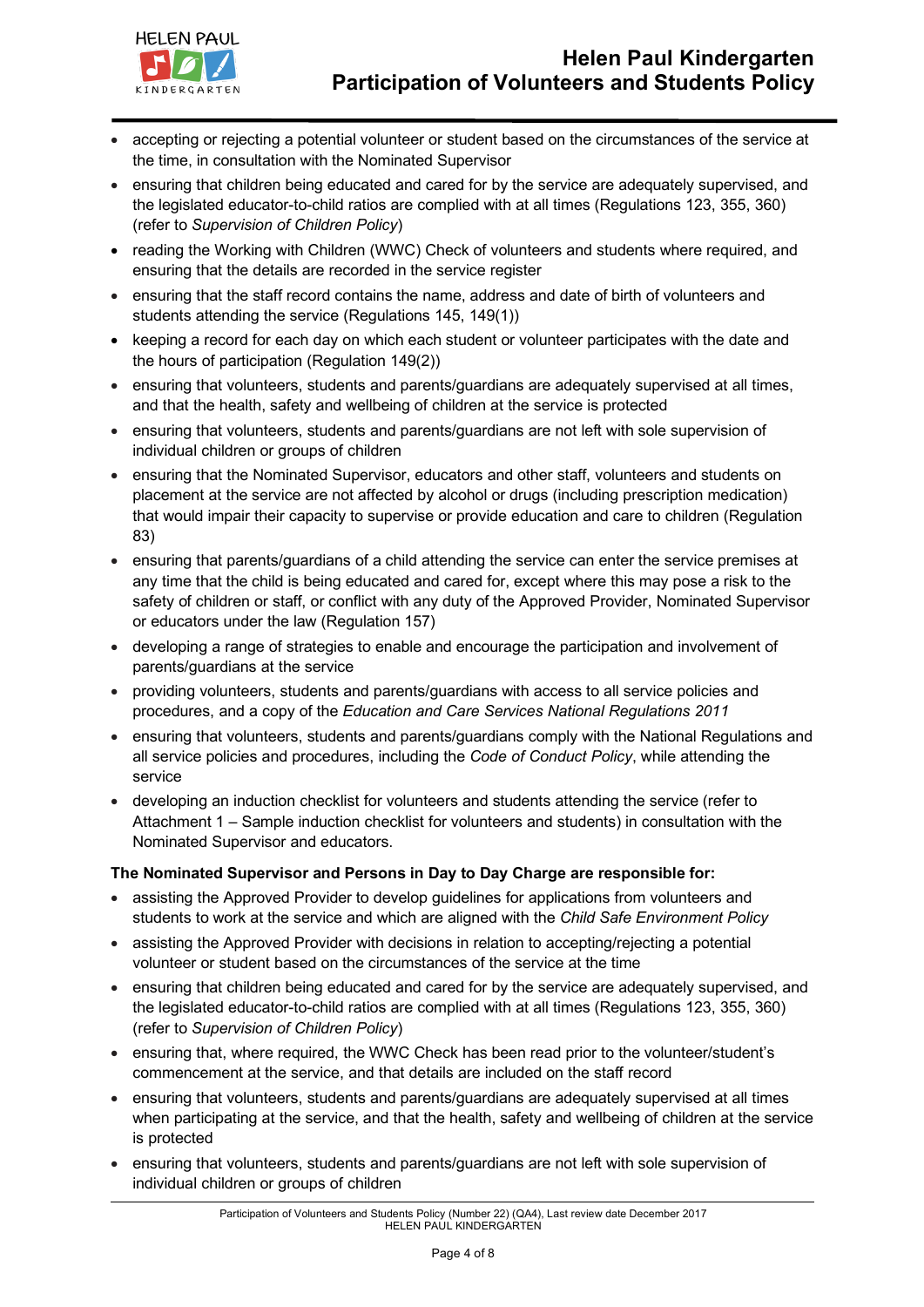- accepting or rejecting a potential volunteer or student based on the circumstances of the service at the time, in consultation with the Nominated Supervisor
- ensuring that children being educated and cared for by the service are adequately supervised, and the legislated educator-to-child ratios are complied with at all times (Regulations 123, 355, 360) (refer to *Supervision of Children Policy*)
- reading the Working with Children (WWC) Check of volunteers and students where required, and ensuring that the details are recorded in the service register
- ensuring that the staff record contains the name, address and date of birth of volunteers and students attending the service (Regulations 145, 149(1))
- keeping a record for each day on which each student or volunteer participates with the date and the hours of participation (Regulation 149(2))
- ensuring that volunteers, students and parents/guardians are adequately supervised at all times, and that the health, safety and wellbeing of children at the service is protected
- ensuring that volunteers, students and parents/guardians are not left with sole supervision of individual children or groups of children
- ensuring that the Nominated Supervisor, educators and other staff, volunteers and students on placement at the service are not affected by alcohol or drugs (including prescription medication) that would impair their capacity to supervise or provide education and care to children (Regulation 83)
- ensuring that parents/guardians of a child attending the service can enter the service premises at any time that the child is being educated and cared for, except where this may pose a risk to the safety of children or staff, or conflict with any duty of the Approved Provider, Nominated Supervisor or educators under the law (Regulation 157)
- developing a range of strategies to enable and encourage the participation and involvement of parents/guardians at the service
- providing volunteers, students and parents/guardians with access to all service policies and procedures, and a copy of the *Education and Care Services National Regulations 2011*
- ensuring that volunteers, students and parents/guardians comply with the National Regulations and all service policies and procedures, including the *Code of Conduct Policy*, while attending the service
- developing an induction checklist for volunteers and students attending the service (refer to Attachment 1 – Sample induction checklist for volunteers and students) in consultation with the Nominated Supervisor and educators.

**The Nominated Supervisor and Persons in Day to Day Charge are responsible for:**

- assisting the Approved Provider to develop guidelines for applications from volunteers and students to work at the service and which are aligned with the *Child Safe Environment Policy*
- assisting the Approved Provider with decisions in relation to accepting/rejecting a potential volunteer or student based on the circumstances of the service at the time
- ensuring that children being educated and cared for by the service are adequately supervised, and the legislated educator-to-child ratios are complied with at all times (Regulations 123, 355, 360) (refer to *Supervision of Children Policy*)
- ensuring that, where required, the WWC Check has been read prior to the volunteer/student's commencement at the service, and that details are included on the staff record
- ensuring that volunteers, students and parents/guardians are adequately supervised at all times when participating at the service, and that the health, safety and wellbeing of children at the service is protected
- ensuring that volunteers, students and parents/guardians are not left with sole supervision of individual children or groups of children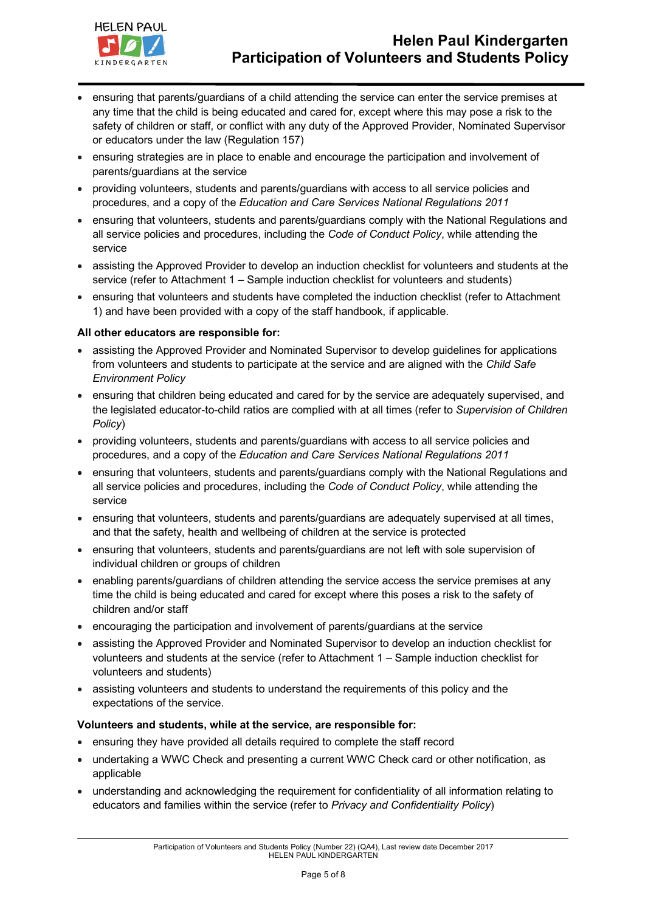- ensuring that parents/guardians of a child attending the service can enter the service premises at any time that the child is being educated and cared for, except where this may pose a risk to the safety of children or staff, or conflict with any duty of the Approved Provider, Nominated Supervisor or educators under the law (Regulation 157)
- ensuring strategies are in place to enable and encourage the participation and involvement of parents/guardians at the service
- providing volunteers, students and parents/guardians with access to all service policies and procedures, and a copy of the *Education and Care Services National Regulations 2011*
- ensuring that volunteers, students and parents/guardians comply with the National Regulations and all service policies and procedures, including the *Code of Conduct Policy*, while attending the service
- assisting the Approved Provider to develop an induction checklist for volunteers and students at the service (refer to Attachment 1 – Sample induction checklist for volunteers and students)
- ensuring that volunteers and students have completed the induction checklist (refer to Attachment 1) and have been provided with a copy of the staff handbook, if applicable.

**All other educators are responsible for:**

- assisting the Approved Provider and Nominated Supervisor to develop guidelines for applications from volunteers and students to participate at the service and are aligned with the *Child Safe Environment Policy*
- ensuring that children being educated and cared for by the service are adequately supervised, and the legislated educator-to-child ratios are complied with at all times (refer to *Supervision of Children Policy*)
- providing volunteers, students and parents/guardians with access to all service policies and procedures, and a copy of the *Education and Care Services National Regulations 2011*
- ensuring that volunteers, students and parents/guardians comply with the National Regulations and all service policies and procedures, including the *Code of Conduct Policy*, while attending the service
- ensuring that volunteers, students and parents/guardians are adequately supervised at all times, and that the safety, health and wellbeing of children at the service is protected
- ensuring that volunteers, students and parents/guardians are not left with sole supervision of individual children or groups of children
- enabling parents/guardians of children attending the service access the service premises at any time the child is being educated and cared for except where this poses a risk to the safety of children and/or staff
- encouraging the participation and involvement of parents/guardians at the service
- assisting the Approved Provider and Nominated Supervisor to develop an induction checklist for volunteers and students at the service (refer to Attachment 1 – Sample induction checklist for volunteers and students)
- assisting volunteers and students to understand the requirements of this policy and the expectations of the service.

**Volunteers and students, while at the service, are responsible for:**

- ensuring they have provided all details required to complete the staff record
- undertaking a WWC Check and presenting a current WWC Check card or other notification, as applicable
- understanding and acknowledging the requirement for confidentiality of all information relating to educators and families within the service (refer to *Privacy and Confidentiality Policy*)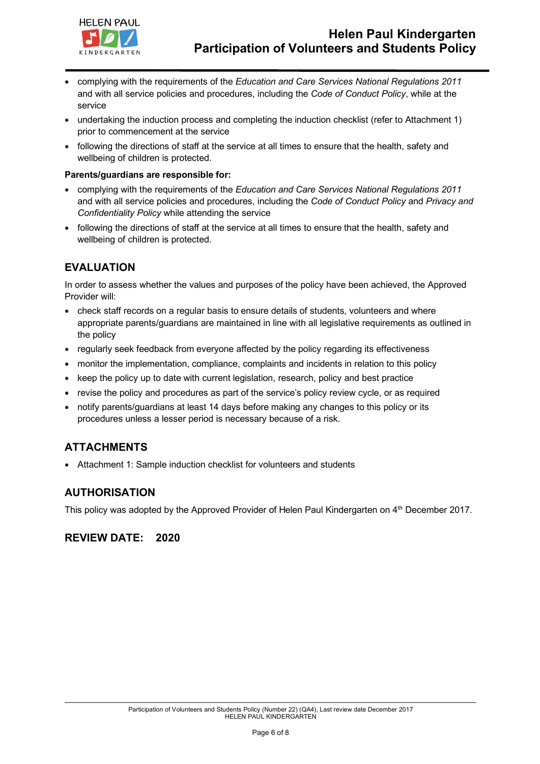- complying with the requirements of the *Education and Care Services National Regulations 2011* and with all service policies and procedures, including the *Code of Conduct Policy*, while at the service
- undertaking the induction process and completing the induction checklist (refer to Attachment 1) prior to commencement at the service
- following the directions of staff at the service at all times to ensure that the health, safety and wellbeing of children is protected.

**Parents/guardians are responsible for:**

- complying with the requirements of the *Education and Care Services National Regulations 2011* and with all service policies and procedures, including the *Code of Conduct Policy* and *Privacy and Confidentiality Policy* while attending the service
- following the directions of staff at the service at all times to ensure that the health, safety and wellbeing of children is protected.

## EVALUATION

In order to assess whether the values and purposes of the policy have been achieved, the Approved Provider will:

- check staff records on a regular basis to ensure details of students, volunteers and where appropriate parents/guardians are maintained in line with all legislative requirements as outlined in the policy
- regularly seek feedback from everyone affected by the policy regarding its effectiveness
- monitor the implementation, compliance, complaints and incidents in relation to this policy
- keep the policy up to date with current legislation, research, policy and best practice
- revise the policy and procedures as part of the service's policy review cycle, or as required
- notify parents/guardians at least 14 days before making any changes to this policy or its procedures unless a lesser period is necessary because of a risk.

## ATTACHMENTS

- Attachment 1: Sample induction checklist for volunteers and students

## AUTHORISATION

This policy was adopted by the Approved Provider of Helen Paul Kindergarten on 4th December 2017.

## REVIEW DATE: 2020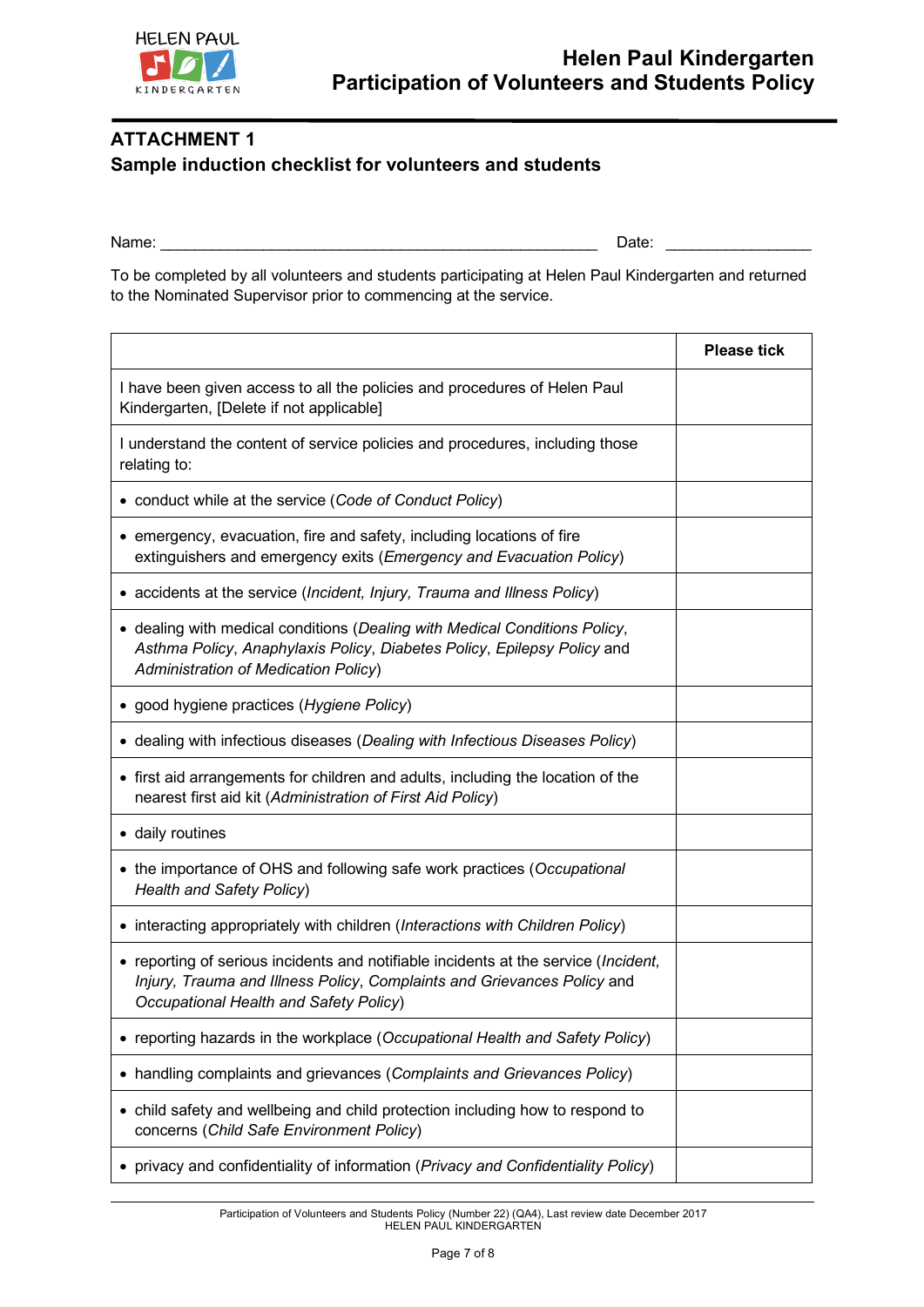## ATTACHMENT 1

### Sample induction checklist for volunteers and students

Name: ____________________________________________________ Date: ________________

To be completed by all volunteers and students participating at Helen Paul Kindergarten and returned to the Nominated Supervisor prior to commencing at the service.

| | Please tick |
|---|---|
| I have been given access to all the policies and procedures of Helen Paul Kindergarten, [Delete if not applicable] | |
| I understand the content of service policies and procedures, including those relating to: | |
| • conduct while at the service (*Code of Conduct Policy*) | |
| • emergency, evacuation, fire and safety, including locations of fire extinguishers and emergency exits (*Emergency and Evacuation Policy*) | |
| • accidents at the service (*Incident, Injury, Trauma and Illness Policy*) | |
| • dealing with medical conditions (*Dealing with Medical Conditions Policy*, *Asthma Policy*, *Anaphylaxis Policy*, *Diabetes Policy*, *Epilepsy Policy* and *Administration of Medication Policy*) | |
| • good hygiene practices (*Hygiene Policy*) | |
| • dealing with infectious diseases (*Dealing with Infectious Diseases Policy*) | |
| • first aid arrangements for children and adults, including the location of the nearest first aid kit (*Administration of First Aid Policy*) | |
| • daily routines | |
| • the importance of OHS and following safe work practices (*Occupational Health and Safety Policy*) | |
| • interacting appropriately with children (*Interactions with Children Policy*) | |
| • reporting of serious incidents and notifiable incidents at the service (*Incident, Injury, Trauma and Illness Policy*, *Complaints and Grievances Policy* and *Occupational Health and Safety Policy*) | |
| • reporting hazards in the workplace (*Occupational Health and Safety Policy*) | |
| • handling complaints and grievances (*Complaints and Grievances Policy*) | |
| • child safety and wellbeing and child protection including how to respond to concerns (*Child Safe Environment Policy*) | |
| • privacy and confidentiality of information (*Privacy and Confidentiality Policy*) | |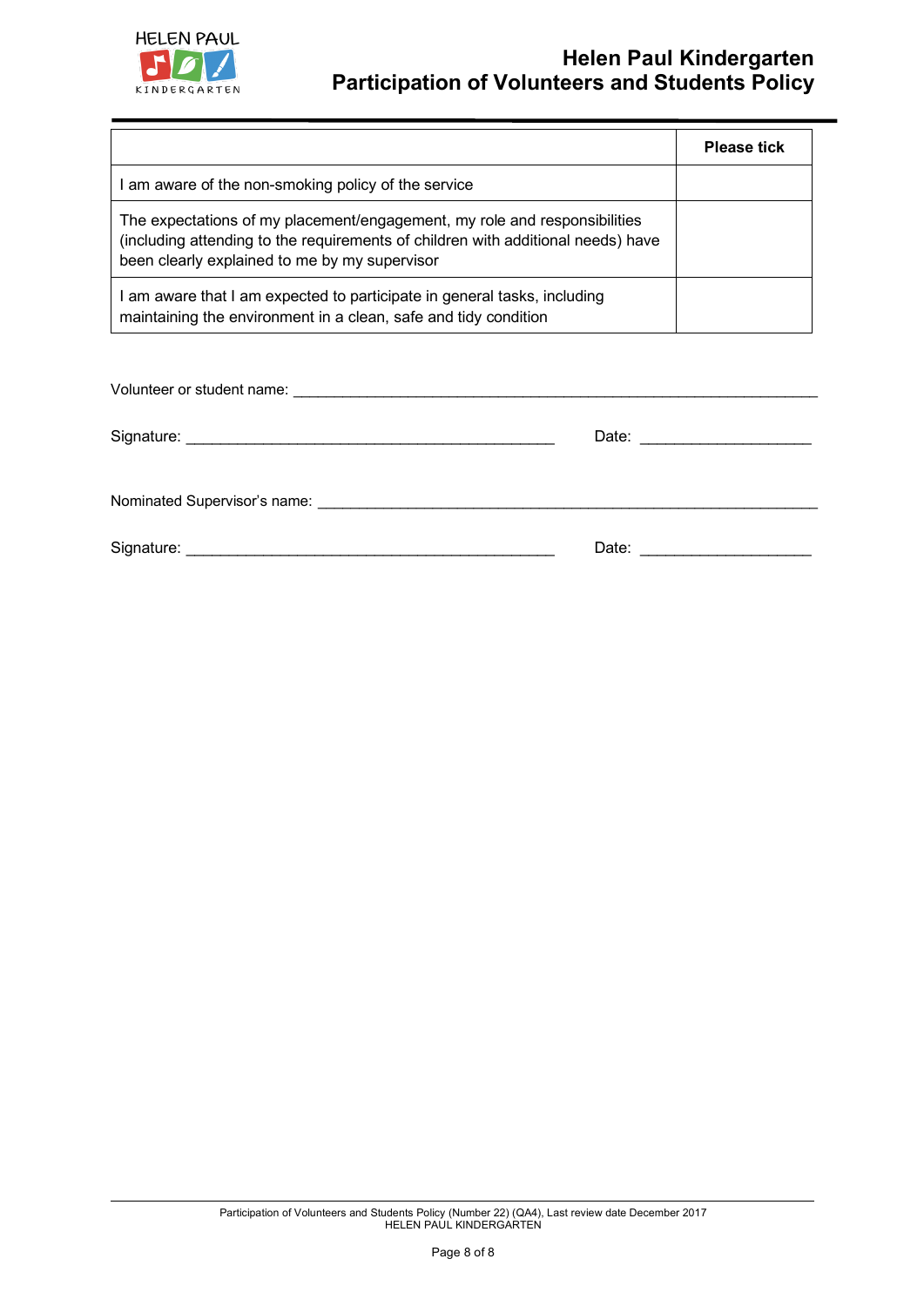| | Please tick |
|---|---|
| I am aware of the non-smoking policy of the service | |
| The expectations of my placement/engagement, my role and responsibilities (including attending to the requirements of children with additional needs) have been clearly explained to me by my supervisor | |
| I am aware that I am expected to participate in general tasks, including maintaining the environment in a clean, safe and tidy condition | |

Volunteer or student name: ___________________________________________________________

Signature: ________________________________________ Date: ___________________

Nominated Supervisor's name: _________________________________________________________

Signature: ________________________________________ Date: ___________________